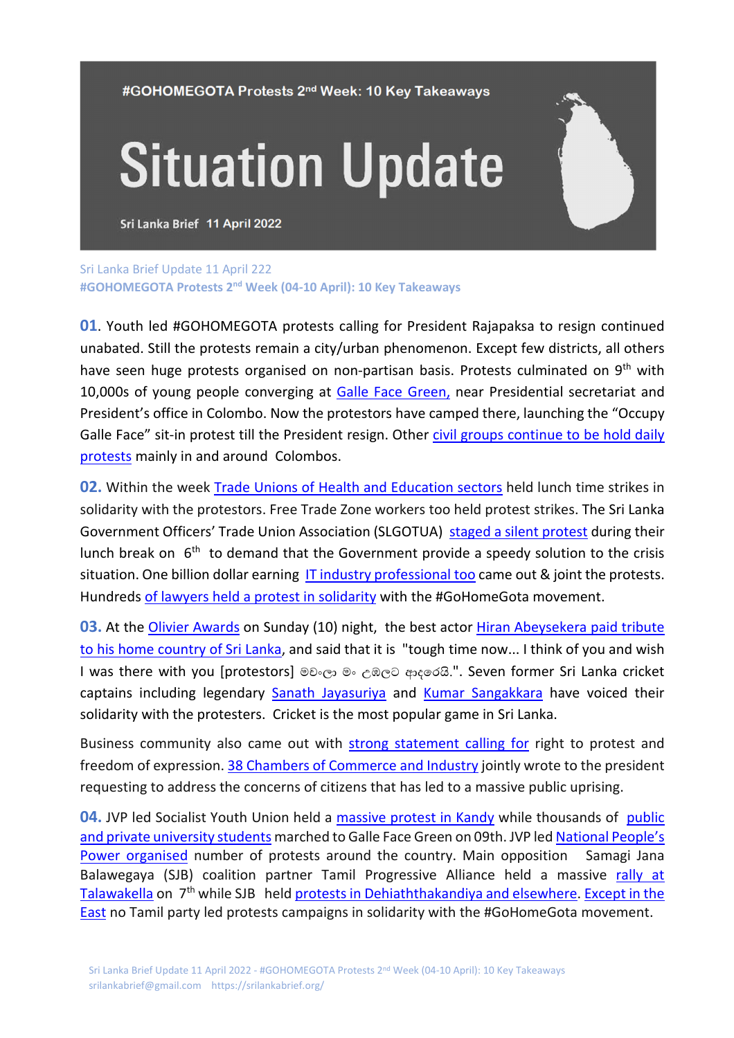#GOHOMEGOTA Protests 2nd Week: 10 Key Takeaways

# Situation Update

Sri Lanka Brief 11 April 2022

Sri Lanka Brief Update 11 April 222

**#GOHOMEGOTA Protests 2nd Week (04-10 April): 10 Key Takeaways**

**01**. Youth led #GOHOMEGOTA protests calling for President Rajapaksa to resign continued unabated. Still the protests remain a city/urban phenomenon. Except few districts, all others have seen huge protests organised on non-partisan basis. Protests culminated on 9th with 10,000s of young people converging at Galle Face Green, near Presidential secretariat and President's office in Colombo. Now the protestors have camped there, launching the "Occupy Galle Face" sit-in protest till the President resign. Other civil groups continue to be hold daily protests mainly in and around Colombos.

**02.** Within the week Trade Unions of Health and Education sectors held lunch time strikes in solidarity with the protestors. Free Trade Zone workers too held protest strikes. The Sri Lanka Government Officers' Trade Union Association (SLGOTUA) staged a silent protest during their lunch break on 6th to demand that the Government provide a speedy solution to the crisis situation. One billion dollar earning IT industry professional too came out & joint the protests. Hundreds of lawyers held a protest in solidarity with the #GoHomeGota movement.

**03.** At the Olivier Awards on Sunday (10) night, the best actor Hiran Abeysekera paid tribute to his home country of Sri Lanka, and said that it is "tough time now... I think of you and wish I was there with you [protestors] මචංලා මං උඹලට ආදරෙයි.". Seven former Sri Lanka cricket captains including legendary Sanath Jayasuriya and Kumar Sangakkara have voiced their solidarity with the protesters. Cricket is the most popular game in Sri Lanka.

Business community also came out with strong statement calling for right to protest and freedom of expression. 38 Chambers of Commerce and Industry jointly wrote to the president requesting to address the concerns of citizens that has led to a massive public uprising.

**04.** JVP led Socialist Youth Union held a massive protest in Kandy while thousands of public and private university students marched to Galle Face Green on 09th. JVP led National People's Power organised number of protests around the country. Main opposition Samagi Jana Balawegaya (SJB) coalition partner Tamil Progressive Alliance held a massive rally at Talawakella on 7th while SJB held protests in Dehiaththakandiya and elsewhere. Except in the East no Tamil party led protests campaigns in solidarity with the #GoHomeGota movement.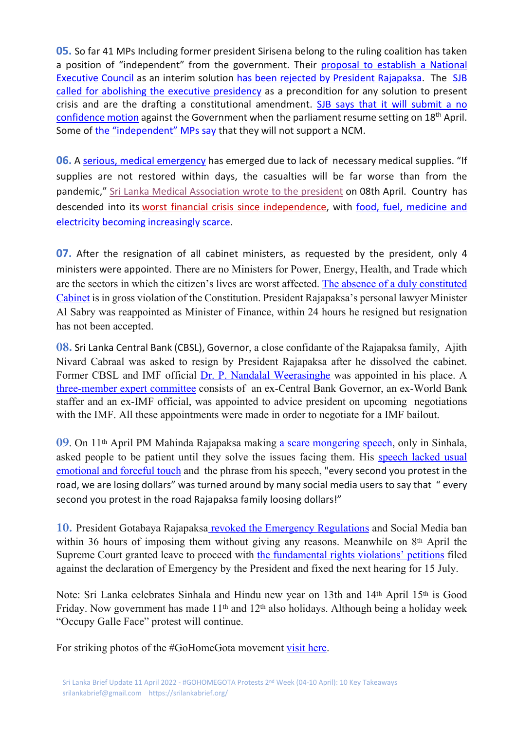**05.** So far 41 MPs Including former president Sirisena belong to the ruling coalition has taken a position of "independent" from the government. Their proposal to establish a National Executive Council as an interim solution has been rejected by President Rajapaksa. The SJB called for abolishing the executive presidency as a precondition for any solution to present crisis and are the drafting a constitutional amendment. SJB says that it will submit a no confidence motion against the Government when the parliament resume setting on 18th April. Some of the "independent" MPs say that they will not support a NCM.

**06.** A serious, medical emergency has emerged due to lack of necessary medical supplies. "If supplies are not restored within days, the casualties will be far worse than from the pandemic," Sri Lanka Medical Association wrote to the president on 08th April. Country has descended into its worst financial crisis since independence, with food, fuel, medicine and electricity becoming increasingly scarce.

**07.** After the resignation of all cabinet ministers, as requested by the president, only 4 ministers were appointed. There are no Ministers for Power, Energy, Health, and Trade which are the sectors in which the citizen's lives are worst affected. The absence of a duly constituted Cabinet is in gross violation of the Constitution. President Rajapaksa's personal lawyer Minister Al Sabry was reappointed as Minister of Finance, within 24 hours he resigned but resignation has not been accepted.

**08.** Sri Lanka Central Bank (CBSL), Governor, a close confidante of the Rajapaksa family, Ajith Nivard Cabraal was asked to resign by President Rajapaksa after he dissolved the cabinet. Former CBSL and IMF official Dr. P. Nandalal Weerasinghe was appointed in his place. A three-member expert committee consists of an ex-Central Bank Governor, an ex-World Bank staffer and an ex-IMF official, was appointed to advice president on upcoming negotiations with the IMF. All these appointments were made in order to negotiate for a IMF bailout.

**09**. On 11th April PM Mahinda Rajapaksa making a scare mongering speech, only in Sinhala, asked people to be patient until they solve the issues facing them. His speech lacked usual emotional and forceful touch and the phrase from his speech, "every second you protest in the road, we are losing dollars" was turned around by many social media users to say that " every second you protest in the road Rajapaksa family loosing dollars!"

**10.** President Gotabaya Rajapaksa revoked the Emergency Regulations and Social Media ban within 36 hours of imposing them without giving any reasons. Meanwhile on 8th April the Supreme Court granted leave to proceed with the fundamental rights violations' petitions filed against the declaration of Emergency by the President and fixed the next hearing for 15 July.

Note: Sri Lanka celebrates Sinhala and Hindu new year on 13th and 14th April 15th is Good Friday. Now government has made 11th and 12th also holidays. Although being a holiday week "Occupy Galle Face" protest will continue.

For striking photos of the #GoHomeGota movement visit here.